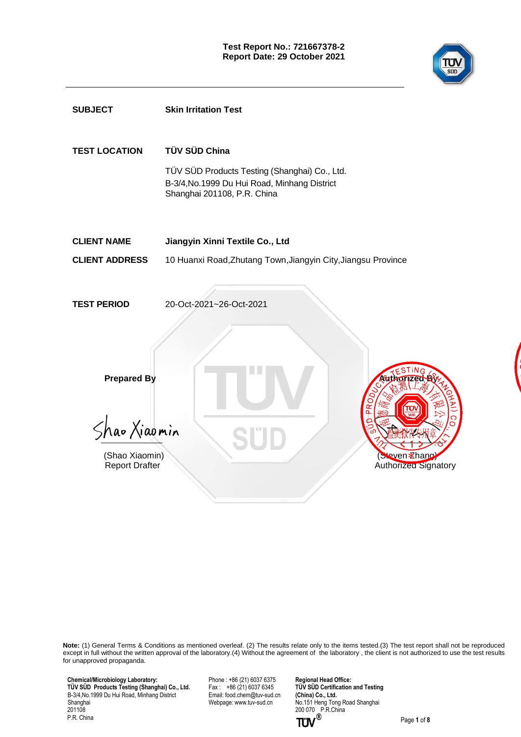**Test Report No.: 721667378-2**
**Report Date: 29 October 2021**

| | |
|---|---|
| **SUBJECT** | **Skin Irritation Test** |
| **TEST LOCATION** | **TÜV SÜD China** |
| | TÜV SÜD Products Testing (Shanghai) Co., Ltd.<br>B-3/4,No.1999 Du Hui Road, Minhang District<br>Shanghai 201108, P.R. China |
| **CLIENT NAME** | **Jiangyin Xinni Textile Co., Ltd** |
| **CLIENT ADDRESS** | 10 Huanxi Road,Zhutang Town,Jiangyin City,Jiangsu Province |
| **TEST PERIOD** | 20-Oct-2021~26-Oct-2021 |

**Prepared By**

Shao Xiaomin

(Shao Xiaomin)
Report Drafter

**Authorized By**

(Steven Zhang)
Authorized Signatory

**Note:** (1) General Terms & Conditions as mentioned overleaf. (2) The results relate only to the items tested.(3) The test report shall not be reproduced except in full without the written approval of the laboratory.(4) Without the agreement of the laboratory , the client is not authorized to use the test results for unapproved propaganda.

**Chemical/Microbiology Laboratory:**
**TÜV SÜD Products Testing (Shanghai) Co., Ltd.**
B-3/4,No.1999 Du Hui Road, Minhang District
Shanghai
201108
P.R. China

Phone : +86 (21) 6037 6375
Fax : +86 (21) 6037 6345
Email: food.chem@tuv-sud.cn
Webpage: www.tuv-sud.cn

**Regional Head Office:**
**TÜV SÜD Certification and Testing (China) Co., Ltd.**
No.151 Heng Tong Road Shanghai
200 070 P.R.China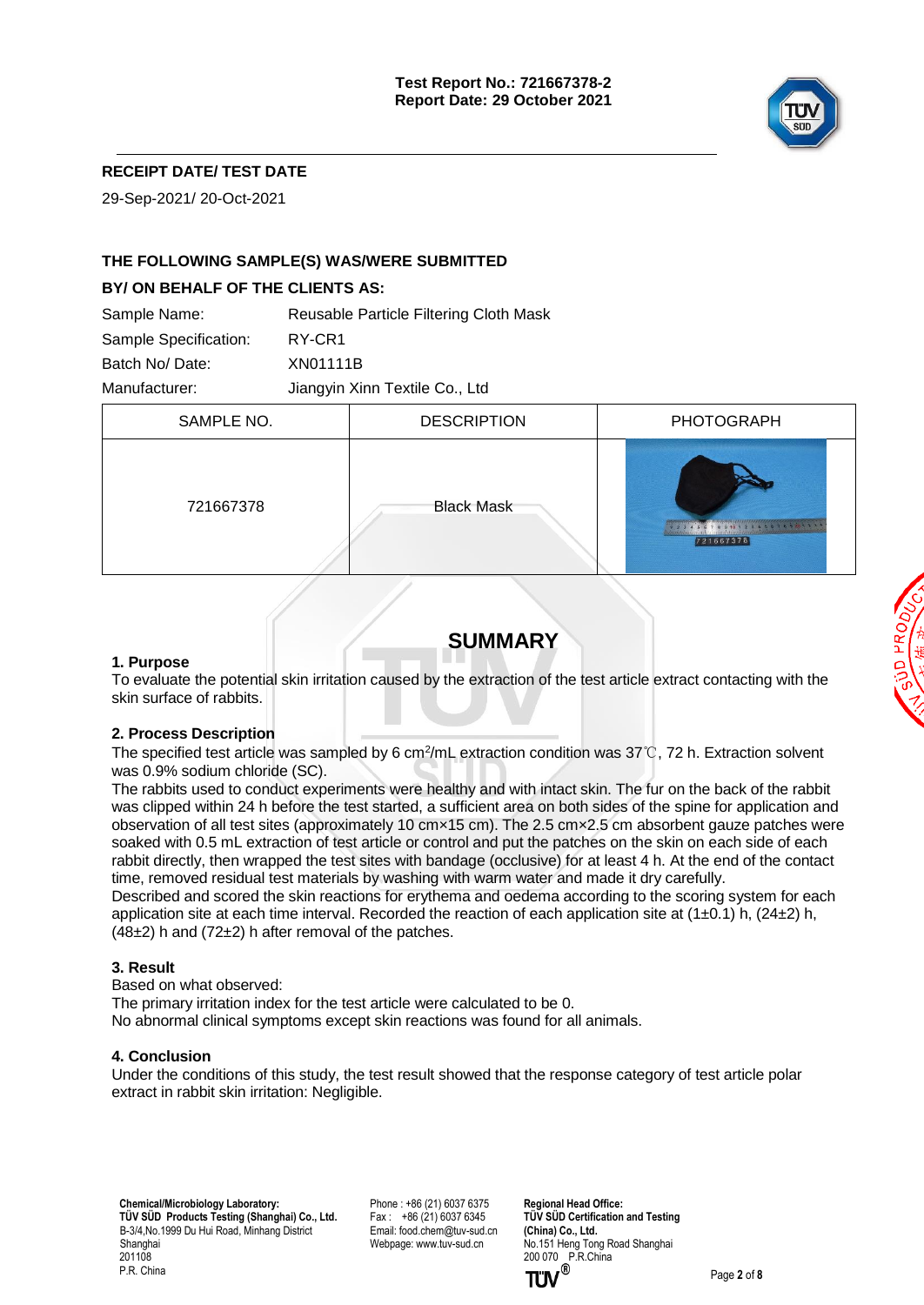**Test Report No.: 721667378-2**
**Report Date: 29 October 2021**

## RECEIPT DATE/ TEST DATE

29-Sep-2021/ 20-Oct-2021

## THE FOLLOWING SAMPLE(S) WAS/WERE SUBMITTED BY/ ON BEHALF OF THE CLIENTS AS:

Sample Name: Reusable Particle Filtering Cloth Mask
Sample Specification: RY-CR1
Batch No/ Date: XN01111B
Manufacturer: Jiangyin Xinn Textile Co., Ltd

| SAMPLE NO. | DESCRIPTION | PHOTOGRAPH |
|---|---|---|
| 721667378 | Black Mask | |

# SUMMARY

### 1. Purpose

To evaluate the potential skin irritation caused by the extraction of the test article extract contacting with the skin surface of rabbits.

### 2. Process Description

The specified test article was sampled by 6 $cm^2$/mL extraction condition was 37℃, 72 h. Extraction solvent was 0.9% sodium chloride (SC).

The rabbits used to conduct experiments were healthy and with intact skin. The fur on the back of the rabbit was clipped within 24 h before the test started, a sufficient area on both sides of the spine for application and observation of all test sites (approximately 10 cm×15 cm). The 2.5 cm×2.5 cm absorbent gauze patches were soaked with 0.5 mL extraction of test article or control and put the patches on the skin on each side of each rabbit directly, then wrapped the test sites with bandage (occlusive) for at least 4 h. At the end of the contact time, removed residual test materials by washing with warm water and made it dry carefully.

Described and scored the skin reactions for erythema and oedema according to the scoring system for each application site at each time interval. Recorded the reaction of each application site at (1±0.1) h, (24±2) h, (48±2) h and (72±2) h after removal of the patches.

### 3. Result

Based on what observed:

The primary irritation index for the test article were calculated to be 0.

No abnormal clinical symptoms except skin reactions was found for all animals.

### 4. Conclusion

Under the conditions of this study, the test result showed that the response category of test article polar extract in rabbit skin irritation: Negligible.

**Chemical/Microbiology Laboratory:**
**TÜV SÜD Products Testing (Shanghai) Co., Ltd.**
B-3/4,No.1999 Du Hui Road, Minhang District
Shanghai
201108
P.R. China

Phone : +86 (21) 6037 6375
Fax : +86 (21) 6037 6345
Email: food.chem@tuv-sud.cn
Webpage: www.tuv-sud.cn

**Regional Head Office:**
**TÜV SÜD Certification and Testing (China) Co., Ltd.**
No.151 Heng Tong Road Shanghai
200 070 P.R.China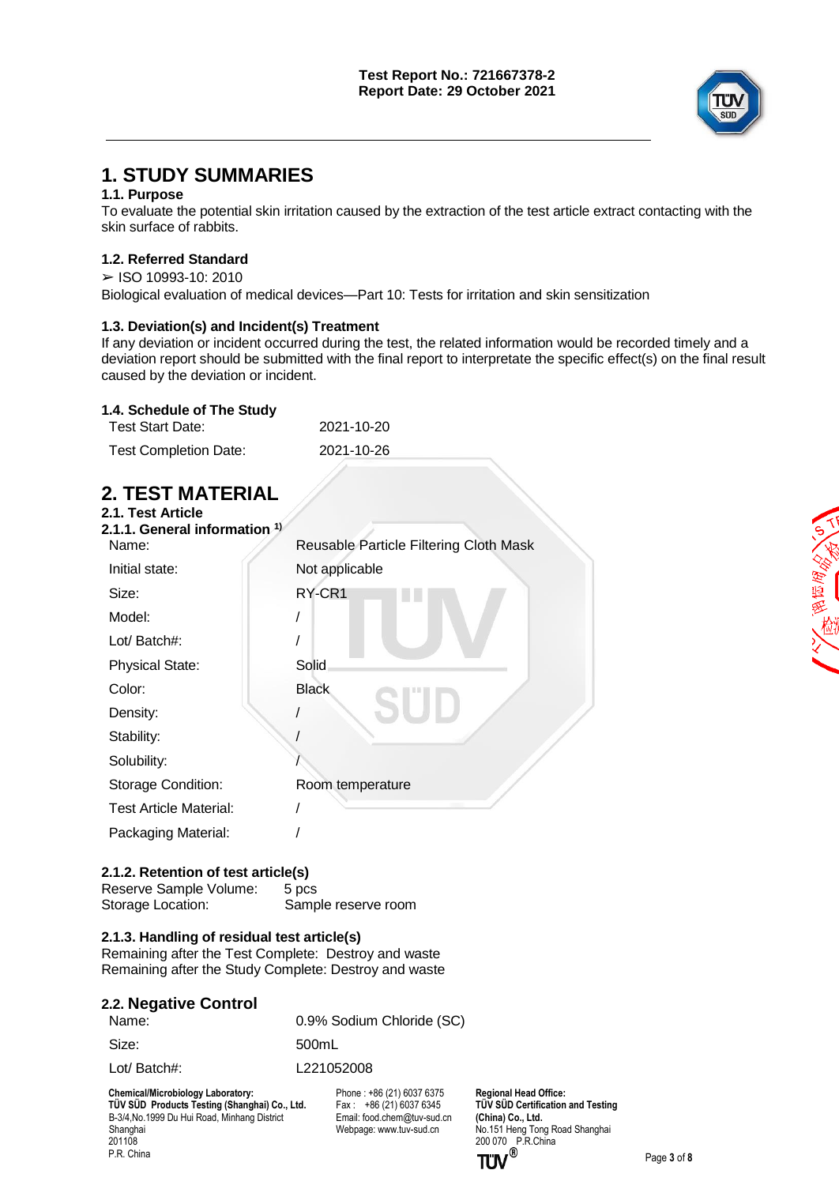# 1. STUDY SUMMARIES

## 1.1. Purpose

To evaluate the potential skin irritation caused by the extraction of the test article extract contacting with the skin surface of rabbits.

## 1.2. Referred Standard

➢ ISO 10993-10: 2010

Biological evaluation of medical devices—Part 10: Tests for irritation and skin sensitization

## 1.3. Deviation(s) and Incident(s) Treatment

If any deviation or incident occurred during the test, the related information would be recorded timely and a deviation report should be submitted with the final report to interpretate the specific effect(s) on the final result caused by the deviation or incident.

## 1.4. Schedule of The Study

| | |
|---|---|
| Test Start Date: | 2021-10-20 |
| Test Completion Date: | 2021-10-26 |

# 2. TEST MATERIAL

## 2.1. Test Article

### 2.1.1. General information [1]

| | |
|---|---|
| Name: | Reusable Particle Filtering Cloth Mask |
| Initial state: | Not applicable |
| Size: | RY-CR1 |
| Model: | / |
| Lot/ Batch#: | / |
| Physical State: | Solid |
| Color: | Black |
| Density: | / |
| Stability: | / |
| Solubility: | / |
| Storage Condition: | Room temperature |
| Test Article Material: | / |
| Packaging Material: | / |

### 2.1.2. Retention of test article(s)

Reserve Sample Volume: 5 pcs

Storage Location: Sample reserve room

### 2.1.3. Handling of residual test article(s)

Remaining after the Test Complete: Destroy and waste

Remaining after the Study Complete: Destroy and waste

## 2.2. Negative Control

| | |
|---|---|
| Name: | 0.9% Sodium Chloride (SC) |
| Size: | 500mL |
| Lot/ Batch#: | L221052008 |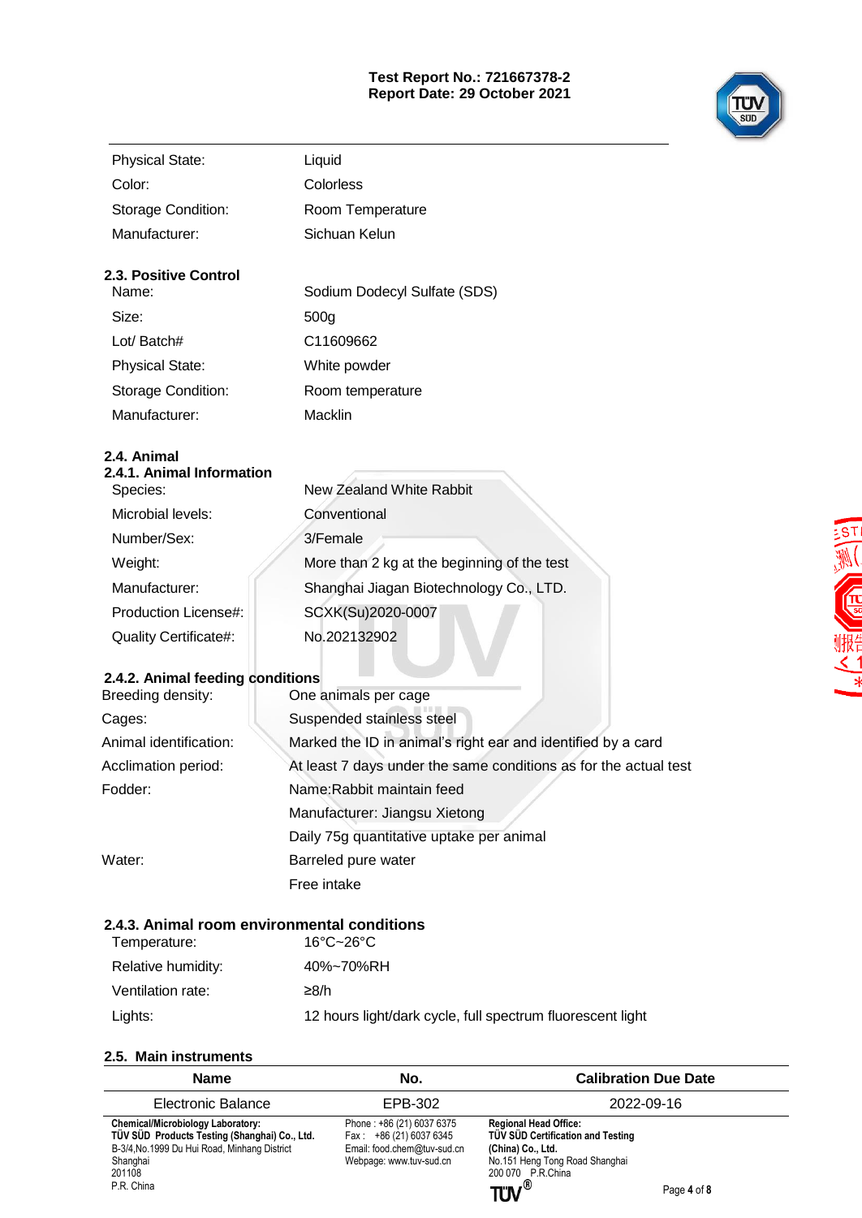| | |
|---|---|
| Physical State: | Liquid |
| Color: | Colorless |
| Storage Condition: | Room Temperature |
| Manufacturer: | Sichuan Kelun |

### 2.3. Positive Control

| | |
|---|---|
| Name: | Sodium Dodecyl Sulfate (SDS) |
| Size: | 500g |
| Lot/ Batch# | C11609662 |
| Physical State: | White powder |
| Storage Condition: | Room temperature |
| Manufacturer: | Macklin |

### 2.4. Animal

#### 2.4.1. Animal Information

| | |
|---|---|
| Species: | New Zealand White Rabbit |
| Microbial levels: | Conventional |
| Number/Sex: | 3/Female |
| Weight: | More than 2 kg at the beginning of the test |
| Manufacturer: | Shanghai Jiagan Biotechnology Co., LTD. |
| Production License#: | SCXK(Su)2020-0007 |
| Quality Certificate#: | No.202132902 |

#### 2.4.2. Animal feeding conditions

| | |
|---|---|
| Breeding density: | One animals per cage |
| Cages: | Suspended stainless steel |
| Animal identification: | Marked the ID in animal's right ear and identified by a card |
| Acclimation period: | At least 7 days under the same conditions as for the actual test |
| Fodder: | Name:Rabbit maintain feed<br>Manufacturer: Jiangsu Xietong<br>Daily 75g quantitative uptake per animal |
| Water: | Barreled pure water<br>Free intake |

#### 2.4.3. Animal room environmental conditions

| | |
|---|---|
| Temperature: | 16°C~26°C |
| Relative humidity: | 40%~70%RH |
| Ventilation rate: | ≥8/h |
| Lights: | 12 hours light/dark cycle, full spectrum fluorescent light |

### 2.5. Main instruments

| Name | No. | Calibration Due Date |
|---|---|---|
| Electronic Balance | EPB-302 | 2022-09-16 |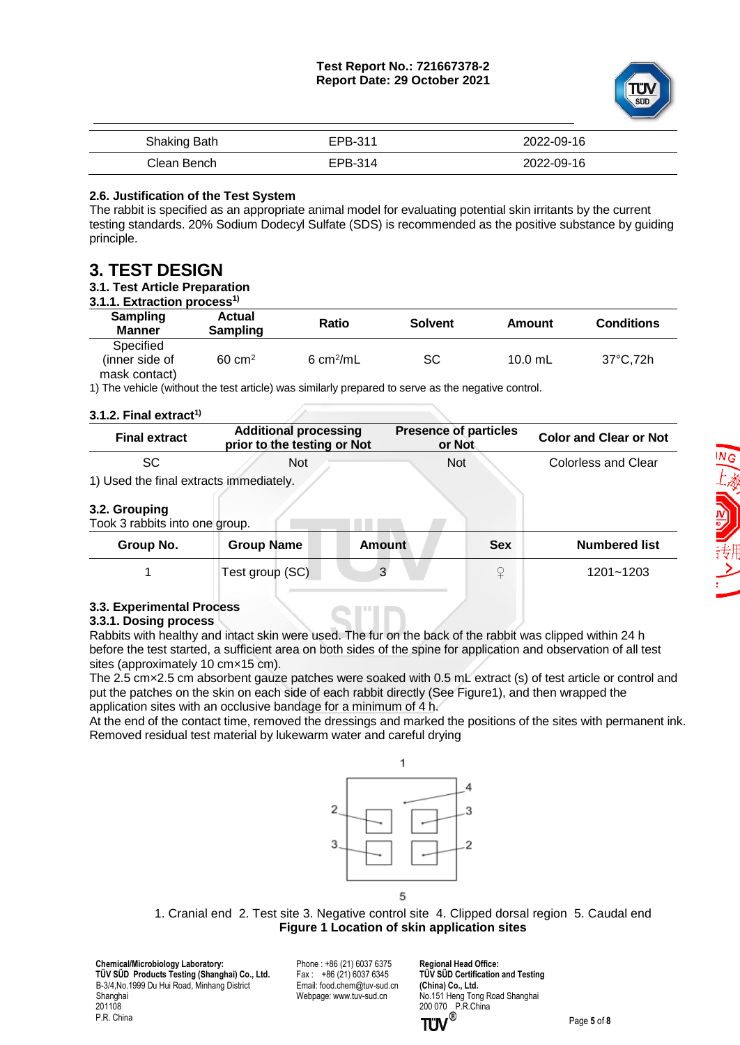| Shaking Bath | EPB-311 | 2022-09-16 |
|---|---|---|
| Clean Bench | EPB-314 | 2022-09-16 |

### 2.6. Justification of the Test System

The rabbit is specified as an appropriate animal model for evaluating potential skin irritants by the current testing standards. 20% Sodium Dodecyl Sulfate (SDS) is recommended as the positive substance by guiding principle.

# 3. TEST DESIGN

## 3.1. Test Article Preparation

### 3.1.1. Extraction process[1)]

| Sampling Manner | Actual Sampling | Ratio | Solvent | Amount | Conditions |
|---|---|---|---|---|---|
| Specified (inner side of mask contact) | 60 $cm^2$ | 6 $cm^2$/mL | SC | 10.0 mL | 37°C,72h |

1) The vehicle (without the test article) was similarly prepared to serve as the negative control.

### 3.1.2. Final extract[1)]

| Final extract | Additional processing prior to the testing or Not | Presence of particles or Not | Color and Clear or Not |
|---|---|---|---|
| SC | Not | Not | Colorless and Clear |

1) Used the final extracts immediately.

## 3.2. Grouping

Took 3 rabbits into one group.

| Group No. | Group Name | Amount | Sex | Numbered list |
|---|---|---|---|---|
| 1 | Test group (SC) | 3 | ♀ | 1201~1203 |

## 3.3. Experimental Process

### 3.3.1. Dosing process

Rabbits with healthy and intact skin were used. The fur on the back of the rabbit was clipped within 24 h before the test started, a sufficient area on both sides of the spine for application and observation of all test sites (approximately 10 cm×15 cm).

The 2.5 cm×2.5 cm absorbent gauze patches were soaked with 0.5 mL extract (s) of test article or control and put the patches on the skin on each side of each rabbit directly (See Figure1), and then wrapped the application sites with an occlusive bandage for a minimum of 4 h.

At the end of the contact time, removed the dressings and marked the positions of the sites with permanent ink. Removed residual test material by lukewarm water and careful drying

1. Cranial end 2. Test site 3. Negative control site 4. Clipped dorsal region 5. Caudal end

**Figure 1 Location of skin application sites**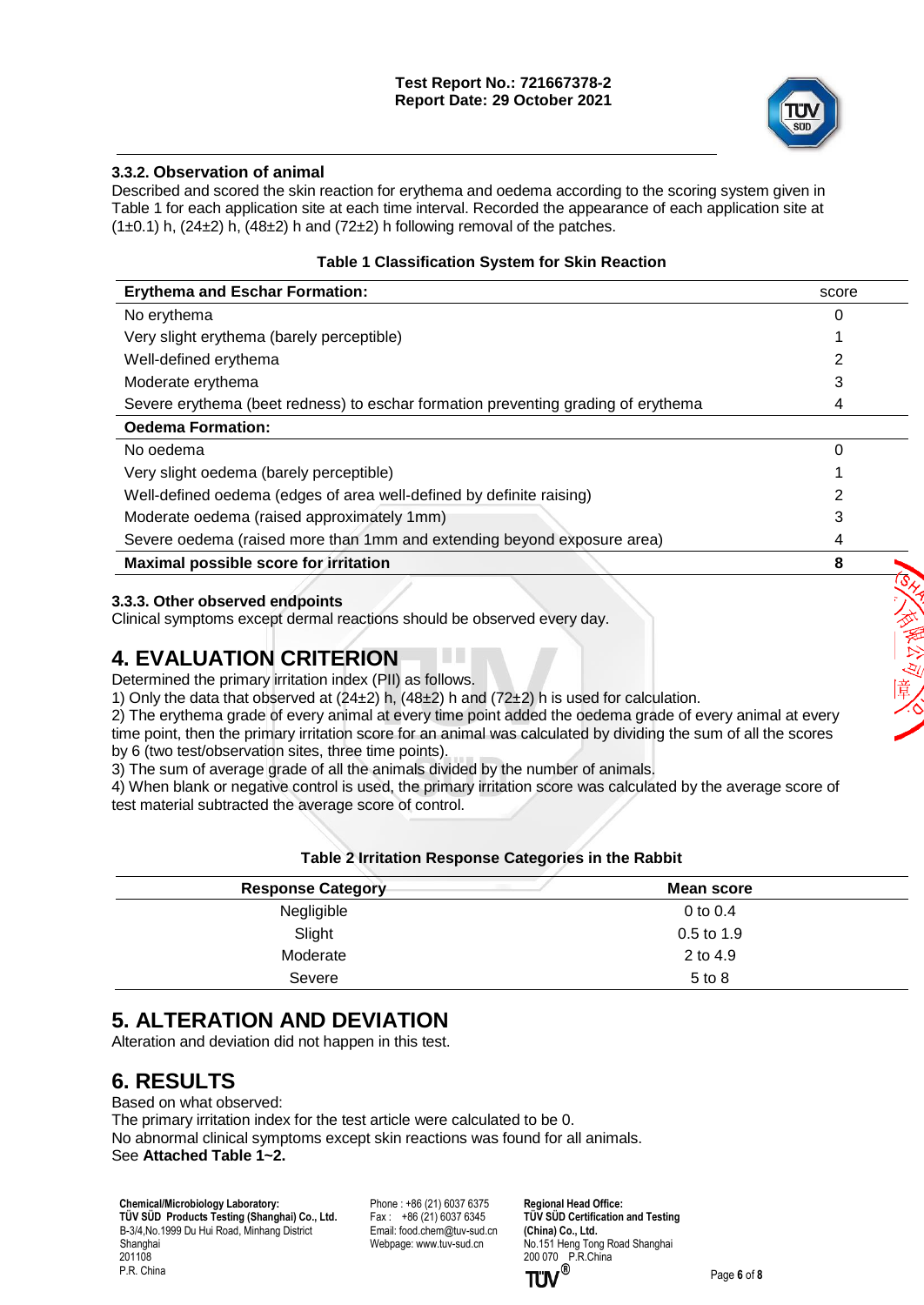### 3.3.2. Observation of animal

Described and scored the skin reaction for erythema and oedema according to the scoring system given in Table 1 for each application site at each time interval. Recorded the appearance of each application site at (1±0.1) h, (24±2) h, (48±2) h and (72±2) h following removal of the patches.

**Table 1 Classification System for Skin Reaction**

| **Erythema and Eschar Formation:** | score |
|---|---|
| No erythema | 0 |
| Very slight erythema (barely perceptible) | 1 |
| Well-defined erythema | 2 |
| Moderate erythema | 3 |
| Severe erythema (beet redness) to eschar formation preventing grading of erythema | 4 |
| **Oedema Formation:** | |
| No oedema | 0 |
| Very slight oedema (barely perceptible) | 1 |
| Well-defined oedema (edges of area well-defined by definite raising) | 2 |
| Moderate oedema (raised approximately 1mm) | 3 |
| Severe oedema (raised more than 1mm and extending beyond exposure area) | 4 |
| **Maximal possible score for irritation** | **8** |

### 3.3.3. Other observed endpoints

Clinical symptoms except dermal reactions should be observed every day.

# 4. EVALUATION CRITERION

Determined the primary irritation index (PII) as follows.

1) Only the data that observed at (24±2) h, (48±2) h and (72±2) h is used for calculation.
2) The erythema grade of every animal at every time point added the oedema grade of every animal at every time point, then the primary irritation score for an animal was calculated by dividing the sum of all the scores by 6 (two test/observation sites, three time points).
3) The sum of average grade of all the animals divided by the number of animals.
4) When blank or negative control is used, the primary irritation score was calculated by the average score of test material subtracted the average score of control.

**Table 2 Irritation Response Categories in the Rabbit**

| Response Category | Mean score |
|---|---|
| Negligible | 0 to 0.4 |
| Slight | 0.5 to 1.9 |
| Moderate | 2 to 4.9 |
| Severe | 5 to 8 |

# 5. ALTERATION AND DEVIATION

Alteration and deviation did not happen in this test.

# 6. RESULTS

Based on what observed:
The primary irritation index for the test article were calculated to be 0.
No abnormal clinical symptoms except skin reactions was found for all animals.
See **Attached Table 1~2.**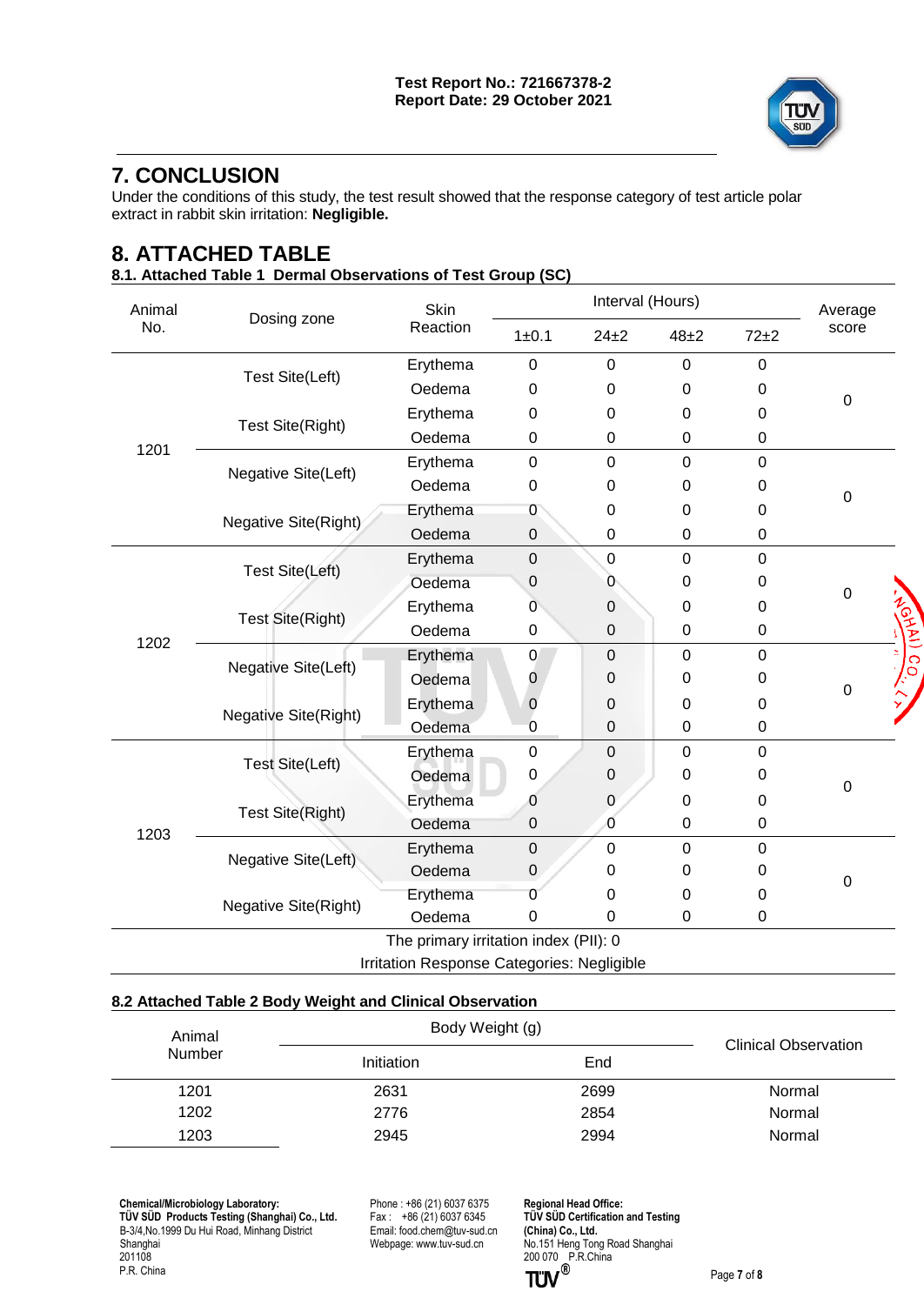# 7. CONCLUSION

Under the conditions of this study, the test result showed that the response category of test article polar extract in rabbit skin irritation: **Negligible.**

# 8. ATTACHED TABLE

### 8.1. Attached Table 1 Dermal Observations of Test Group (SC)

| Animal No. | Dosing zone | Skin Reaction | Interval (Hours) | | | | Average score |
|---|---|---|---|---|---|---|---|
| | | | 1±0.1 | 24±2 | 48±2 | 72±2 | |
| 1201 | Test Site(Left) | Erythema | 0 | 0 | 0 | 0 | 0 |
| | | Oedema | 0 | 0 | 0 | 0 | |
| | Test Site(Right) | Erythema | 0 | 0 | 0 | 0 | |
| | | Oedema | 0 | 0 | 0 | 0 | |
| | Negative Site(Left) | Erythema | 0 | 0 | 0 | 0 | 0 |
| | | Oedema | 0 | 0 | 0 | 0 | |
| | Negative Site(Right) | Erythema | 0 | 0 | 0 | 0 | |
| | | Oedema | 0 | 0 | 0 | 0 | |
| 1202 | Test Site(Left) | Erythema | 0 | 0 | 0 | 0 | 0 |
| | | Oedema | 0 | 0 | 0 | 0 | |
| | Test Site(Right) | Erythema | 0 | 0 | 0 | 0 | |
| | | Oedema | 0 | 0 | 0 | 0 | |
| | Negative Site(Left) | Erythema | 0 | 0 | 0 | 0 | 0 |
| | | Oedema | 0 | 0 | 0 | 0 | |
| | Negative Site(Right) | Erythema | 0 | 0 | 0 | 0 | |
| | | Oedema | 0 | 0 | 0 | 0 | |
| 1203 | Test Site(Left) | Erythema | 0 | 0 | 0 | 0 | 0 |
| | | Oedema | 0 | 0 | 0 | 0 | |
| | Test Site(Right) | Erythema | 0 | 0 | 0 | 0 | |
| | | Oedema | 0 | 0 | 0 | 0 | |
| | Negative Site(Left) | Erythema | 0 | 0 | 0 | 0 | 0 |
| | | Oedema | 0 | 0 | 0 | 0 | |
| | Negative Site(Right) | Erythema | 0 | 0 | 0 | 0 | |
| | | Oedema | 0 | 0 | 0 | 0 | |

The primary irritation index (PII): 0

Irritation Response Categories: Negligible

### 8.2 Attached Table 2 Body Weight and Clinical Observation

| Animal Number | Body Weight (g) | | Clinical Observation |
|---|---|---|---|
| | Initiation | End | |
| 1201 | 2631 | 2699 | Normal |
| 1202 | 2776 | 2854 | Normal |
| 1203 | 2945 | 2994 | Normal |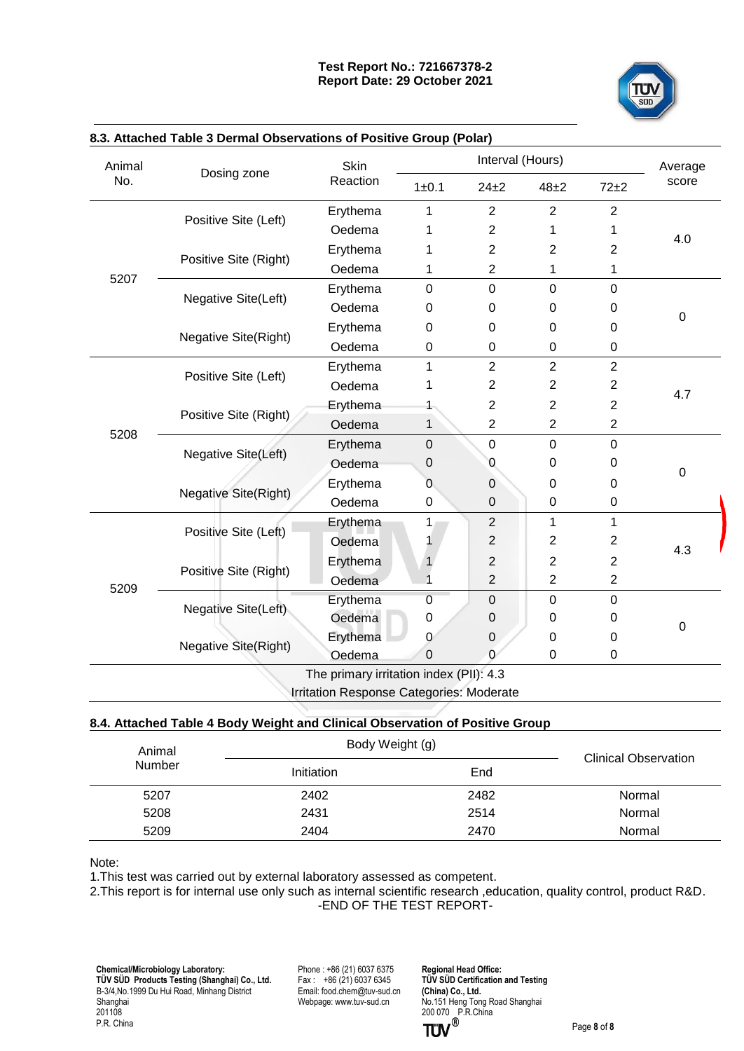## 8.3. Attached Table 3 Dermal Observations of Positive Group (Polar)

| Animal No. | Dosing zone | Skin Reaction | Interval (Hours) | | | | Average score |
|---|---|---|---|---|---|---|---|
| | | | 1±0.1 | 24±2 | 48±2 | 72±2 | |
| 5207 | Positive Site (Left) | Erythema | 1 | 2 | 2 | 2 | 4.0 |
| | | Oedema | 1 | 2 | 1 | 1 | |
| | Positive Site (Right) | Erythema | 1 | 2 | 2 | 2 | |
| | | Oedema | 1 | 2 | 1 | 1 | |
| | Negative Site(Left) | Erythema | 0 | 0 | 0 | 0 | 0 |
| | | Oedema | 0 | 0 | 0 | 0 | |
| | Negative Site(Right) | Erythema | 0 | 0 | 0 | 0 | |
| | | Oedema | 0 | 0 | 0 | 0 | |
| 5208 | Positive Site (Left) | Erythema | 1 | 2 | 2 | 2 | 4.7 |
| | | Oedema | 1 | 2 | 2 | 2 | |
| | Positive Site (Right) | Erythema | 1 | 2 | 2 | 2 | |
| | | Oedema | 1 | 2 | 2 | 2 | |
| | Negative Site(Left) | Erythema | 0 | 0 | 0 | 0 | 0 |
| | | Oedema | 0 | 0 | 0 | 0 | |
| | Negative Site(Right) | Erythema | 0 | 0 | 0 | 0 | |
| | | Oedema | 0 | 0 | 0 | 0 | |
| 5209 | Positive Site (Left) | Erythema | 1 | 2 | 1 | 1 | 4.3 |
| | | Oedema | 1 | 2 | 2 | 2 | |
| | Positive Site (Right) | Erythema | 1 | 2 | 2 | 2 | |
| | | Oedema | 1 | 2 | 2 | 2 | |
| | Negative Site(Left) | Erythema | 0 | 0 | 0 | 0 | 0 |
| | | Oedema | 0 | 0 | 0 | 0 | |
| | Negative Site(Right) | Erythema | 0 | 0 | 0 | 0 | |
| | | Oedema | 0 | 0 | 0 | 0 | |
| The primary irritation index (PII): 4.3 | | | | | | | |
| Irritation Response Categories: Moderate | | | | | | | |

## 8.4. Attached Table 4 Body Weight and Clinical Observation of Positive Group

| Animal Number | Body Weight (g) | | Clinical Observation |
|---|---|---|---|
| | Initiation | End | |
| 5207 | 2402 | 2482 | Normal |
| 5208 | 2431 | 2514 | Normal |
| 5209 | 2404 | 2470 | Normal |

Note:

1.This test was carried out by external laboratory assessed as competent.

2.This report is for internal use only such as internal scientific research ,education, quality control, product R&D.

-END OF THE TEST REPORT-